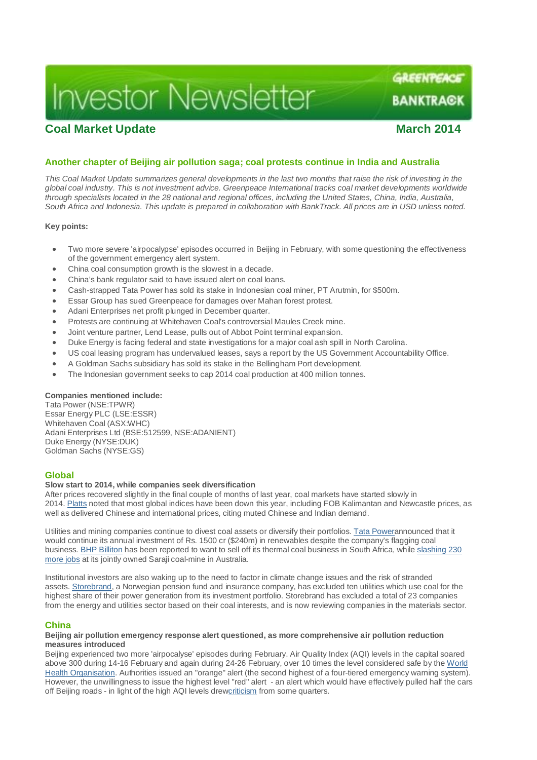# Investor Newsletter

GREENPEACE
BANKTRACK

## Coal Market Update — March 2014

### Another chapter of Beijing air pollution saga; coal protests continue in India and Australia

*This Coal Market Update summarizes general developments in the last two months that raise the risk of investing in the global coal industry. This is not investment advice. Greenpeace International tracks coal market developments worldwide through specialists located in the 28 national and regional offices, including the United States, China, India, Australia, South Africa and Indonesia. This update is prepared in collaboration with BankTrack. All prices are in USD unless noted.*

**Key points:**

- Two more severe 'airpocalypse' episodes occurred in Beijing in February, with some questioning the effectiveness of the government emergency alert system.
- China coal consumption growth is the slowest in a decade.
- China's bank regulator said to have issued alert on coal loans.
- Cash-strapped Tata Power has sold its stake in Indonesian coal miner, PT Arutmin, for $500m.
- Essar Group has sued Greenpeace for damages over Mahan forest protest.
- Adani Enterprises net profit plunged in December quarter.
- Protests are continuing at Whitehaven Coal's controversial Maules Creek mine.
- Joint venture partner, Lend Lease, pulls out of Abbot Point terminal expansion.
- Duke Energy is facing federal and state investigations for a major coal ash spill in North Carolina.
- US coal leasing program has undervalued leases, says a report by the US Government Accountability Office.
- A Goldman Sachs subsidiary has sold its stake in the Bellingham Port development.
- The Indonesian government seeks to cap 2014 coal production at 400 million tonnes.

**Companies mentioned include:**
Tata Power (NSE:TPWR)
Essar Energy PLC (LSE:ESSR)
Whitehaven Coal (ASX:WHC)
Adani Enterprises Ltd (BSE:512599, NSE:ADANIENT)
Duke Energy (NYSE:DUK)
Goldman Sachs (NYSE:GS)

## Global

**Slow start to 2014, while companies seek diversification**

After prices recovered slightly in the final couple of months of last year, coal markets have started slowly in 2014. Platts noted that most global indices have been down this year, including FOB Kalimantan and Newcastle prices, as well as delivered Chinese and international prices, citing muted Chinese and Indian demand.

Utilities and mining companies continue to divest coal assets or diversify their portfolios. Tata Powerannounced that it would continue its annual investment of Rs. 1500 cr ($240m) in renewables despite the company's flagging coal business. BHP Billiton has been reported to want to sell off its thermal coal business in South Africa, while slashing 230 more jobs at its jointly owned Saraji coal-mine in Australia.

Institutional investors are also waking up to the need to factor in climate change issues and the risk of stranded assets. Storebrand, a Norwegian pension fund and insurance company, has excluded ten utilities which use coal for the highest share of their power generation from its investment portfolio. Storebrand has excluded a total of 23 companies from the energy and utilities sector based on their coal interests, and is now reviewing companies in the materials sector.

## China

**Beijing air pollution emergency response alert questioned, as more comprehensive air pollution reduction measures introduced**

Beijing experienced two more 'airpocalyse' episodes during February. Air Quality Index (AQI) levels in the capital soared above 300 during 14-16 February and again during 24-26 February, over 10 times the level considered safe by the World Health Organisation. Authorities issued an "orange" alert (the second highest of a four-tiered emergency warning system). However, the unwillingness to issue the highest level "red" alert - an alert which would have effectively pulled half the cars off Beijing roads - in light of the high AQI levels drewcriticism from some quarters.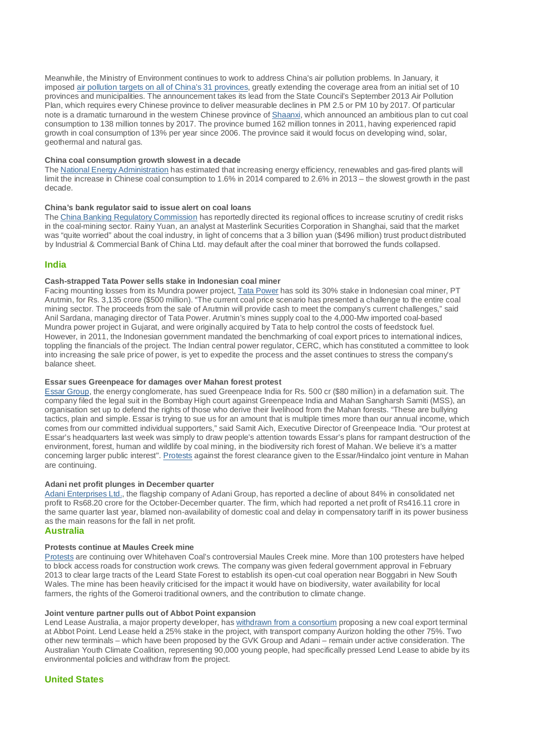Meanwhile, the Ministry of Environment continues to work to address China's air pollution problems. In January, it imposed air pollution targets on all of China's 31 provinces, greatly extending the coverage area from an initial set of 10 provinces and municipalities. The announcement takes its lead from the State Council's September 2013 Air Pollution Plan, which requires every Chinese province to deliver measurable declines in PM 2.5 or PM 10 by 2017. Of particular note is a dramatic turnaround in the western Chinese province of Shaanxi, which announced an ambitious plan to cut coal consumption to 138 million tonnes by 2017. The province burned 162 million tonnes in 2011, having experienced rapid growth in coal consumption of 13% per year since 2006. The province said it would focus on developing wind, solar, geothermal and natural gas.

**China coal consumption growth slowest in a decade**
The National Energy Administration has estimated that increasing energy efficiency, renewables and gas-fired plants will limit the increase in Chinese coal consumption to 1.6% in 2014 compared to 2.6% in 2013 – the slowest growth in the past decade.

**China's bank regulator said to issue alert on coal loans**
The China Banking Regulatory Commission has reportedly directed its regional offices to increase scrutiny of credit risks in the coal-mining sector. Rainy Yuan, an analyst at Masterlink Securities Corporation in Shanghai, said that the market was "quite worried" about the coal industry, in light of concerns that a 3 billion yuan ($496 million) trust product distributed by Industrial & Commercial Bank of China Ltd. may default after the coal miner that borrowed the funds collapsed.

## India

**Cash-strapped Tata Power sells stake in Indonesian coal miner**
Facing mounting losses from its Mundra power project, Tata Power has sold its 30% stake in Indonesian coal miner, PT Arutmin, for Rs. 3,135 crore ($500 million). "The current coal price scenario has presented a challenge to the entire coal mining sector. The proceeds from the sale of Arutmin will provide cash to meet the company's current challenges," said Anil Sardana, managing director of Tata Power. Arutmin's mines supply coal to the 4,000-Mw imported coal-based Mundra power project in Gujarat, and were originally acquired by Tata to help control the costs of feedstock fuel. However, in 2011, the Indonesian government mandated the benchmarking of coal export prices to international indices, toppling the financials of the project. The Indian central power regulator, CERC, which has constituted a committee to look into increasing the sale price of power, is yet to expedite the process and the asset continues to stress the company's balance sheet.

**Essar sues Greenpeace for damages over Mahan forest protest**
Essar Group, the energy conglomerate, has sued Greenpeace India for Rs. 500 cr ($80 million) in a defamation suit. The company filed the legal suit in the Bombay High court against Greenpeace India and Mahan Sangharsh Samiti (MSS), an organisation set up to defend the rights of those who derive their livelihood from the Mahan forests. "These are bullying tactics, plain and simple. Essar is trying to sue us for an amount that is multiple times more than our annual income, which comes from our committed individual supporters," said Samit Aich, Executive Director of Greenpeace India. "Our protest at Essar's headquarters last week was simply to draw people's attention towards Essar's plans for rampant destruction of the environment, forest, human and wildlife by coal mining, in the biodiversity rich forest of Mahan. We believe it's a matter concerning larger public interest". Protests against the forest clearance given to the Essar/Hindalco joint venture in Mahan are continuing.

**Adani net profit plunges in December quarter**
Adani Enterprises Ltd., the flagship company of Adani Group, has reported a decline of about 84% in consolidated net profit to Rs68.20 crore for the October-December quarter. The firm, which had reported a net profit of Rs416.11 crore in the same quarter last year, blamed non-availability of domestic coal and delay in compensatory tariff in its power business as the main reasons for the fall in net profit.

## Australia

**Protests continue at Maules Creek mine**
Protests are continuing over Whitehaven Coal's controversial Maules Creek mine. More than 100 protesters have helped to block access roads for construction work crews. The company was given federal government approval in February 2013 to clear large tracts of the Leard State Forest to establish its open-cut coal operation near Boggabri in New South Wales. The mine has been heavily criticised for the impact it would have on biodiversity, water availability for local farmers, the rights of the Gomeroi traditional owners, and the contribution to climate change.

**Joint venture partner pulls out of Abbot Point expansion**
Lend Lease Australia, a major property developer, has withdrawn from a consortium proposing a new coal export terminal at Abbot Point. Lend Lease held a 25% stake in the project, with transport company Aurizon holding the other 75%. Two other new terminals – which have been proposed by the GVK Group and Adani – remain under active consideration. The Australian Youth Climate Coalition, representing 90,000 young people, had specifically pressed Lend Lease to abide by its environmental policies and withdraw from the project.

## United States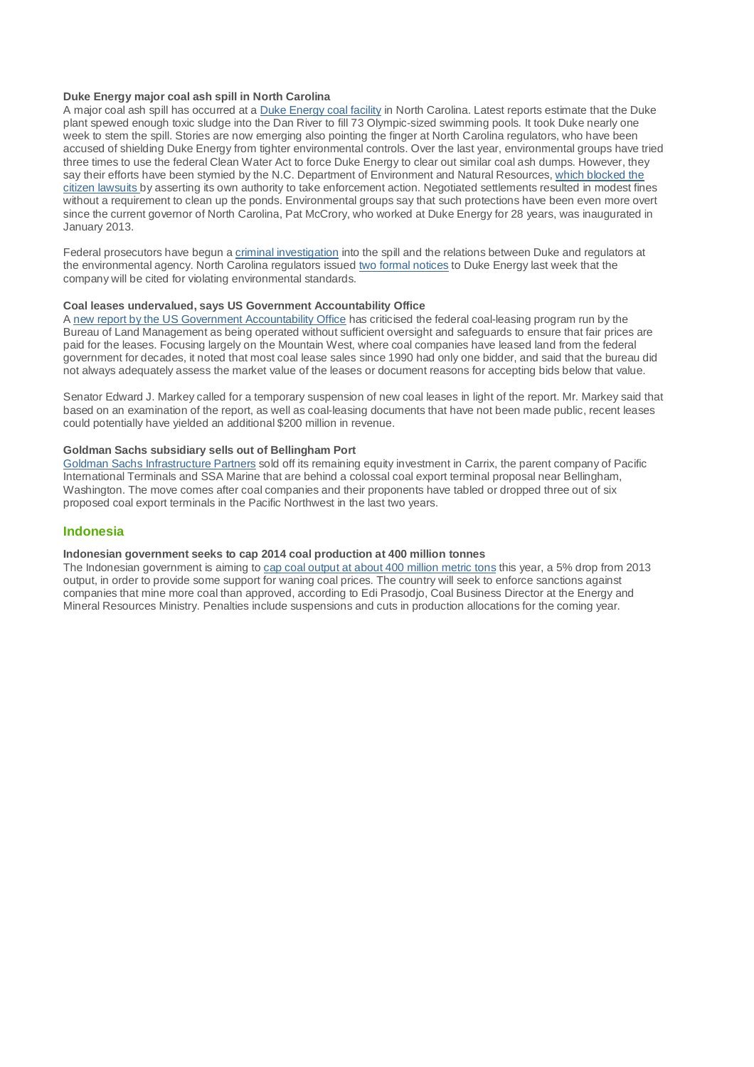**Duke Energy major coal ash spill in North Carolina**

A major coal ash spill has occurred at a Duke Energy coal facility in North Carolina. Latest reports estimate that the Duke plant spewed enough toxic sludge into the Dan River to fill 73 Olympic-sized swimming pools. It took Duke nearly one week to stem the spill. Stories are now emerging also pointing the finger at North Carolina regulators, who have been accused of shielding Duke Energy from tighter environmental controls. Over the last year, environmental groups have tried three times to use the federal Clean Water Act to force Duke Energy to clear out similar coal ash dumps. However, they say their efforts have been stymied by the N.C. Department of Environment and Natural Resources, which blocked the citizen lawsuits by asserting its own authority to take enforcement action. Negotiated settlements resulted in modest fines without a requirement to clean up the ponds. Environmental groups say that such protections have been even more overt since the current governor of North Carolina, Pat McCrory, who worked at Duke Energy for 28 years, was inaugurated in January 2013.

Federal prosecutors have begun a criminal investigation into the spill and the relations between Duke and regulators at the environmental agency. North Carolina regulators issued two formal notices to Duke Energy last week that the company will be cited for violating environmental standards.

**Coal leases undervalued, says US Government Accountability Office**

A new report by the US Government Accountability Office has criticised the federal coal-leasing program run by the Bureau of Land Management as being operated without sufficient oversight and safeguards to ensure that fair prices are paid for the leases. Focusing largely on the Mountain West, where coal companies have leased land from the federal government for decades, it noted that most coal lease sales since 1990 had only one bidder, and said that the bureau did not always adequately assess the market value of the leases or document reasons for accepting bids below that value.

Senator Edward J. Markey called for a temporary suspension of new coal leases in light of the report. Mr. Markey said that based on an examination of the report, as well as coal-leasing documents that have not been made public, recent leases could potentially have yielded an additional $200 million in revenue.

**Goldman Sachs subsidiary sells out of Bellingham Port**

Goldman Sachs Infrastructure Partners sold off its remaining equity investment in Carrix, the parent company of Pacific International Terminals and SSA Marine that are behind a colossal coal export terminal proposal near Bellingham, Washington. The move comes after coal companies and their proponents have tabled or dropped three out of six proposed coal export terminals in the Pacific Northwest in the last two years.

## Indonesia

**Indonesian government seeks to cap 2014 coal production at 400 million tonnes**

The Indonesian government is aiming to cap coal output at about 400 million metric tons this year, a 5% drop from 2013 output, in order to provide some support for waning coal prices. The country will seek to enforce sanctions against companies that mine more coal than approved, according to Edi Prasodjo, Coal Business Director at the Energy and Mineral Resources Ministry. Penalties include suspensions and cuts in production allocations for the coming year.